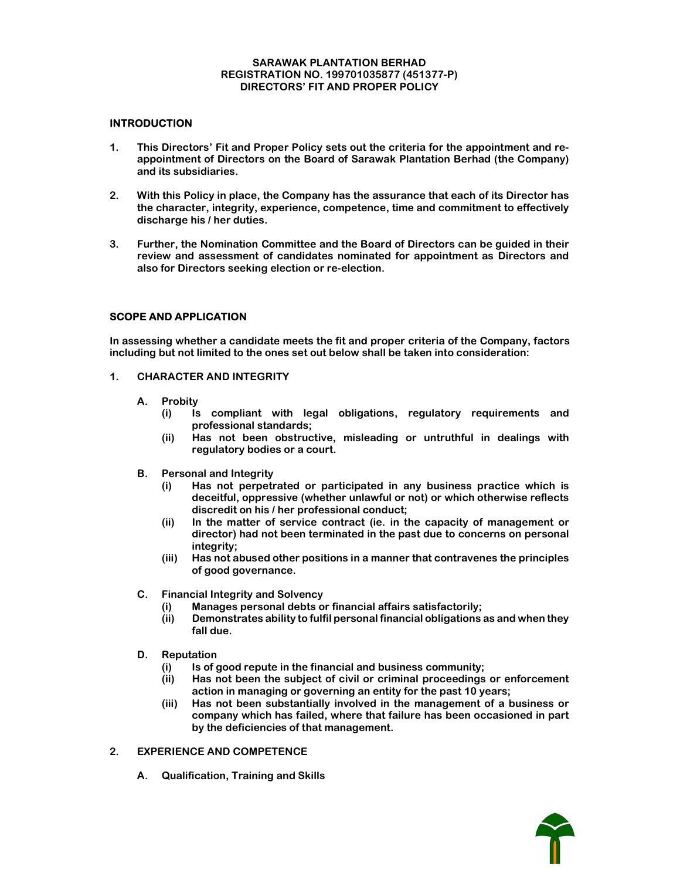**SARAWAK PLANTATION BERHAD**
**REGISTRATION NO. 199701035877 (451377-P)**
**DIRECTORS' FIT AND PROPER POLICY**

## INTRODUCTION

1. This Directors' Fit and Proper Policy sets out the criteria for the appointment and re-appointment of Directors on the Board of Sarawak Plantation Berhad (the Company) and its subsidiaries.

2. With this Policy in place, the Company has the assurance that each of its Director has the character, integrity, experience, competence, time and commitment to effectively discharge his / her duties.

3. Further, the Nomination Committee and the Board of Directors can be guided in their review and assessment of candidates nominated for appointment as Directors and also for Directors seeking election or re-election.

## SCOPE AND APPLICATION

In assessing whether a candidate meets the fit and proper criteria of the Company, factors including but not limited to the ones set out below shall be taken into consideration:

### 1. CHARACTER AND INTEGRITY

**A. Probity**

- (i) Is compliant with legal obligations, regulatory requirements and professional standards;
- (ii) Has not been obstructive, misleading or untruthful in dealings with regulatory bodies or a court.

**B. Personal and Integrity**

- (i) Has not perpetrated or participated in any business practice which is deceitful, oppressive (whether unlawful or not) or which otherwise reflects discredit on his / her professional conduct;
- (ii) In the matter of service contract (ie. in the capacity of management or director) had not been terminated in the past due to concerns on personal integrity;
- (iii) Has not abused other positions in a manner that contravenes the principles of good governance.

**C. Financial Integrity and Solvency**

- (i) Manages personal debts or financial affairs satisfactorily;
- (ii) Demonstrates ability to fulfil personal financial obligations as and when they fall due.

**D. Reputation**

- (i) Is of good repute in the financial and business community;
- (ii) Has not been the subject of civil or criminal proceedings or enforcement action in managing or governing an entity for the past 10 years;
- (iii) Has not been substantially involved in the management of a business or company which has failed, where that failure has been occasioned in part by the deficiencies of that management.

### 2. EXPERIENCE AND COMPETENCE

**A. Qualification, Training and Skills**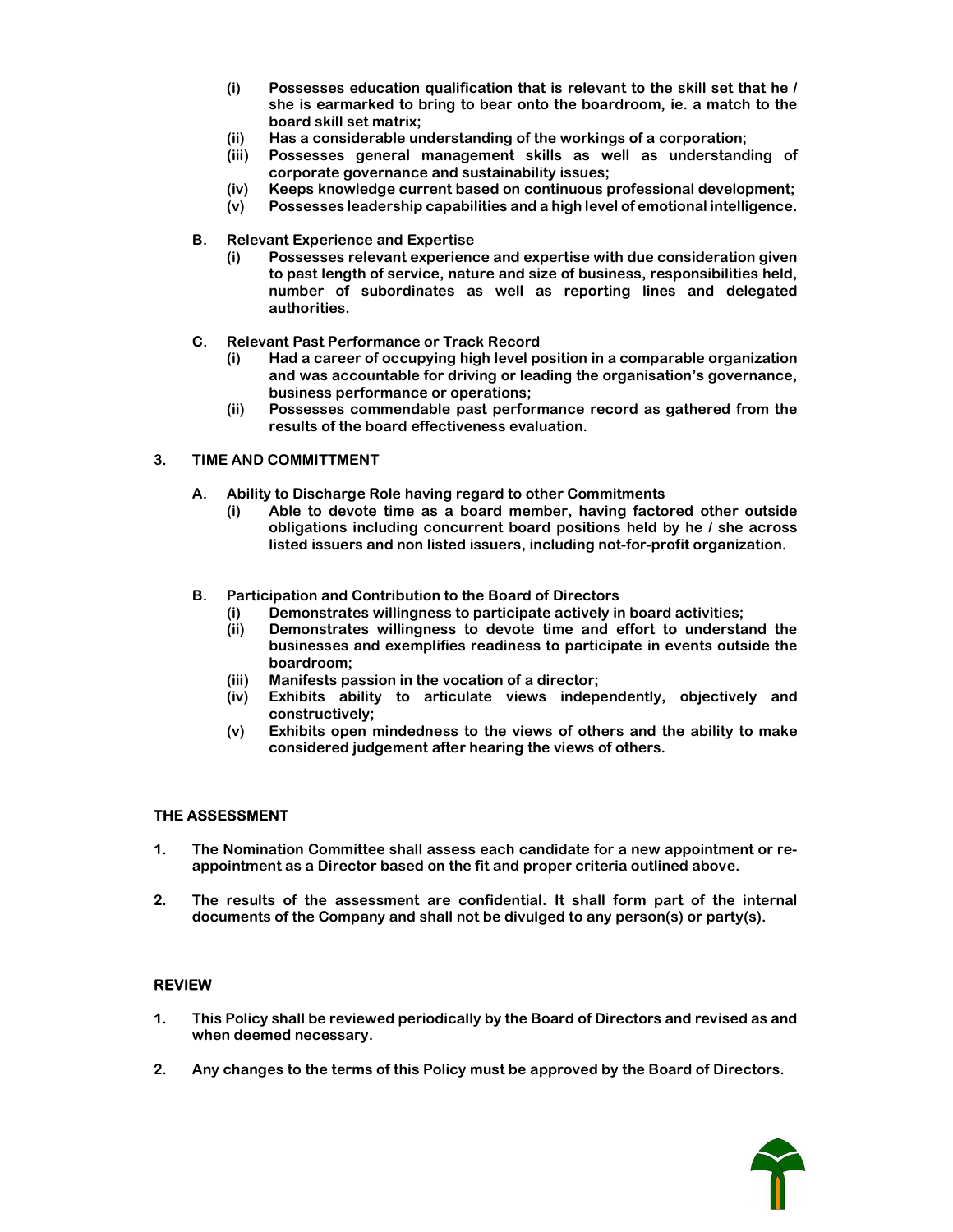(i) Possesses education qualification that is relevant to the skill set that he / she is earmarked to bring to bear onto the boardroom, ie. a match to the board skill set matrix;
(ii) Has a considerable understanding of the workings of a corporation;
(iii) Possesses general management skills as well as understanding of corporate governance and sustainability issues;
(iv) Keeps knowledge current based on continuous professional development;
(v) Possesses leadership capabilities and a high level of emotional intelligence.

B. Relevant Experience and Expertise

(i) Possesses relevant experience and expertise with due consideration given to past length of service, nature and size of business, responsibilities held, number of subordinates as well as reporting lines and delegated authorities.

C. Relevant Past Performance or Track Record

(i) Had a career of occupying high level position in a comparable organization and was accountable for driving or leading the organisation's governance, business performance or operations;
(ii) Possesses commendable past performance record as gathered from the results of the board effectiveness evaluation.

3. TIME AND COMMITTMENT

A. Ability to Discharge Role having regard to other Commitments

(i) Able to devote time as a board member, having factored other outside obligations including concurrent board positions held by he / she across listed issuers and non listed issuers, including not-for-profit organization.

B. Participation and Contribution to the Board of Directors

(i) Demonstrates willingness to participate actively in board activities;
(ii) Demonstrates willingness to devote time and effort to understand the businesses and exemplifies readiness to participate in events outside the boardroom;
(iii) Manifests passion in the vocation of a director;
(iv) Exhibits ability to articulate views independently, objectively and constructively;
(v) Exhibits open mindedness to the views of others and the ability to make considered judgement after hearing the views of others.

## THE ASSESSMENT

1. The Nomination Committee shall assess each candidate for a new appointment or re-appointment as a Director based on the fit and proper criteria outlined above.

2. The results of the assessment are confidential. It shall form part of the internal documents of the Company and shall not be divulged to any person(s) or party(s).

## REVIEW

1. This Policy shall be reviewed periodically by the Board of Directors and revised as and when deemed necessary.

2. Any changes to the terms of this Policy must be approved by the Board of Directors.